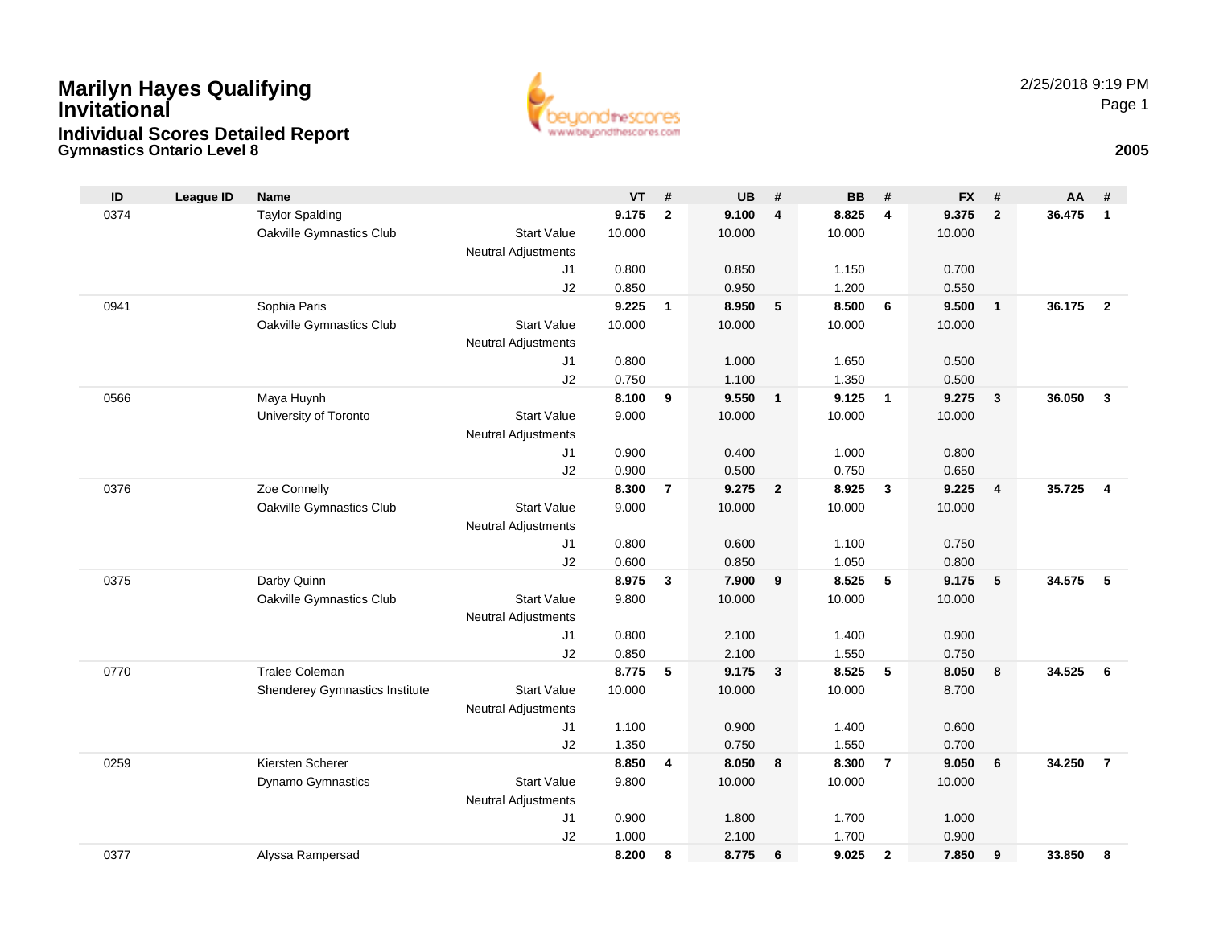# Marilyn Hayes Qualifying Invitational

## Individual Scores Detailed Report

### Gymnastics Ontario Level 8

2/25/2018 9:19 PM

2005

| ID | League ID | Name | | VT | # | UB | # | BB | # | FX | # | AA | # |
|---|---|---|---|---|---|---|---|---|---|---|---|---|---|
| 0374 | | Taylor Spalding | | **9.175** | **2** | **9.100** | **4** | **8.825** | **4** | **9.375** | **2** | **36.475** | **1** |
| | | Oakville Gymnastics Club | Start Value | 10.000 | | 10.000 | | 10.000 | | 10.000 | | | |
| | | | Neutral Adjustments | | | | | | | | | | |
| | | | J1 | 0.800 | | 0.850 | | 1.150 | | 0.700 | | | |
| | | | J2 | 0.850 | | 0.950 | | 1.200 | | 0.550 | | | |
| 0941 | | Sophia Paris | | **9.225** | **1** | **8.950** | **5** | **8.500** | **6** | **9.500** | **1** | **36.175** | **2** |
| | | Oakville Gymnastics Club | Start Value | 10.000 | | 10.000 | | 10.000 | | 10.000 | | | |
| | | | Neutral Adjustments | | | | | | | | | | |
| | | | J1 | 0.800 | | 1.000 | | 1.650 | | 0.500 | | | |
| | | | J2 | 0.750 | | 1.100 | | 1.350 | | 0.500 | | | |
| 0566 | | Maya Huynh | | **8.100** | **9** | **9.550** | **1** | **9.125** | **1** | **9.275** | **3** | **36.050** | **3** |
| | | University of Toronto | Start Value | 9.000 | | 10.000 | | 10.000 | | 10.000 | | | |
| | | | Neutral Adjustments | | | | | | | | | | |
| | | | J1 | 0.900 | | 0.400 | | 1.000 | | 0.800 | | | |
| | | | J2 | 0.900 | | 0.500 | | 0.750 | | 0.650 | | | |
| 0376 | | Zoe Connelly | | **8.300** | **7** | **9.275** | **2** | **8.925** | **3** | **9.225** | **4** | **35.725** | **4** |
| | | Oakville Gymnastics Club | Start Value | 9.000 | | 10.000 | | 10.000 | | 10.000 | | | |
| | | | Neutral Adjustments | | | | | | | | | | |
| | | | J1 | 0.800 | | 0.600 | | 1.100 | | 0.750 | | | |
| | | | J2 | 0.600 | | 0.850 | | 1.050 | | 0.800 | | | |
| 0375 | | Darby Quinn | | **8.975** | **3** | **7.900** | **9** | **8.525** | **5** | **9.175** | **5** | **34.575** | **5** |
| | | Oakville Gymnastics Club | Start Value | 9.800 | | 10.000 | | 10.000 | | 10.000 | | | |
| | | | Neutral Adjustments | | | | | | | | | | |
| | | | J1 | 0.800 | | 2.100 | | 1.400 | | 0.900 | | | |
| | | | J2 | 0.850 | | 2.100 | | 1.550 | | 0.750 | | | |
| 0770 | | Tralee Coleman | | **8.775** | **5** | **9.175** | **3** | **8.525** | **5** | **8.050** | **8** | **34.525** | **6** |
| | | Shenderey Gymnastics Institute | Start Value | 10.000 | | 10.000 | | 10.000 | | 8.700 | | | |
| | | | Neutral Adjustments | | | | | | | | | | |
| | | | J1 | 1.100 | | 0.900 | | 1.400 | | 0.600 | | | |
| | | | J2 | 1.350 | | 0.750 | | 1.550 | | 0.700 | | | |
| 0259 | | Kiersten Scherer | | **8.850** | **4** | **8.050** | **8** | **8.300** | **7** | **9.050** | **6** | **34.250** | **7** |
| | | Dynamo Gymnastics | Start Value | 9.800 | | 10.000 | | 10.000 | | 10.000 | | | |
| | | | Neutral Adjustments | | | | | | | | | | |
| | | | J1 | 0.900 | | 1.800 | | 1.700 | | 1.000 | | | |
| | | | J2 | 1.000 | | 2.100 | | 1.700 | | 0.900 | | | |
| 0377 | | Alyssa Rampersad | | **8.200** | **8** | **8.775** | **6** | **9.025** | **2** | **7.850** | **9** | **33.850** | **8** |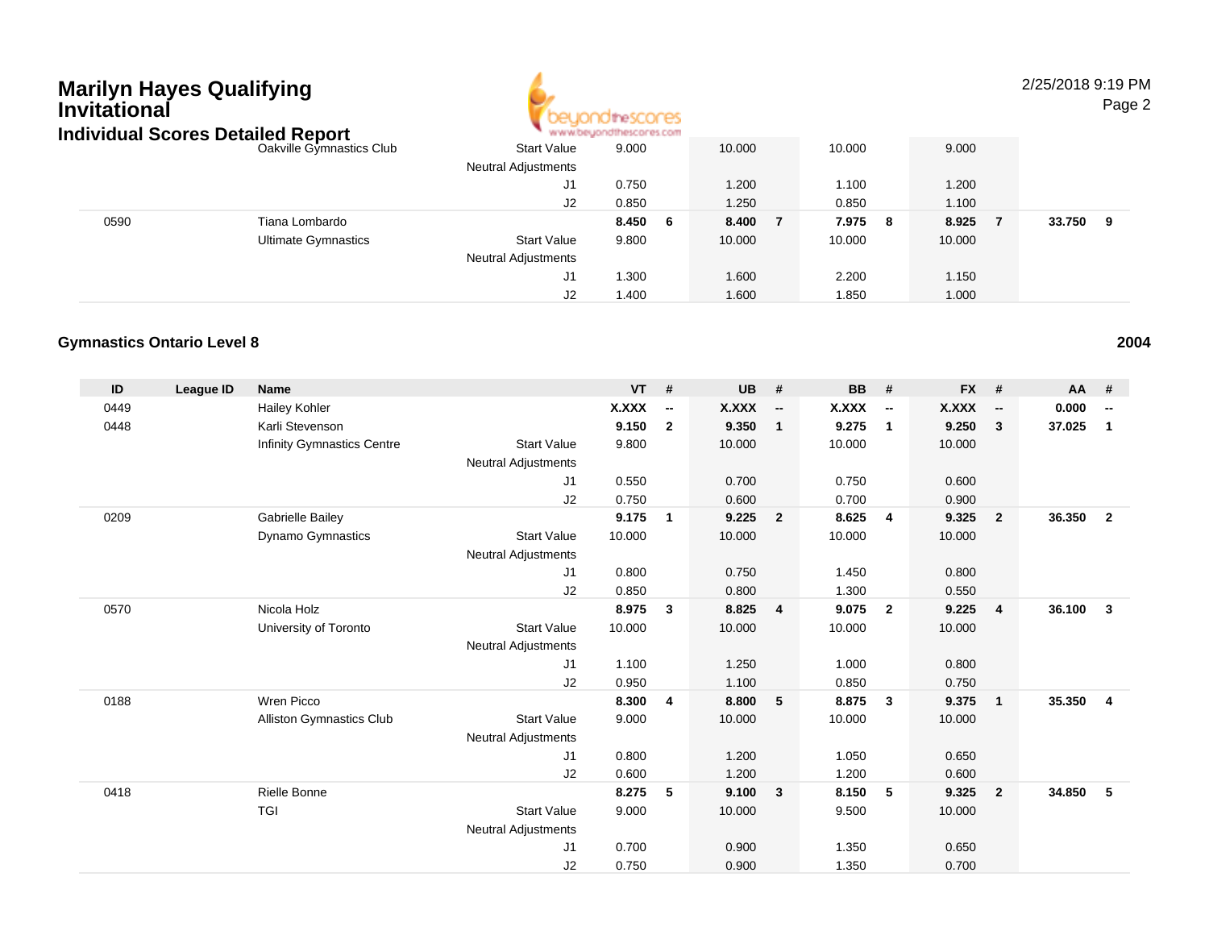# Marilyn Hayes Qualifying Invitational

## Individual Scores Detailed Report

| ID | League ID | Name | | VT | # | UB | # | BB | # | FX | # | AA | # |
|---|---|---|---|---|---|---|---|---|---|---|---|---|---|
| | | Oakville Gymnastics Club | Start Value | 9.000 | | 10.000 | | 10.000 | | 9.000 | | | |
| | | | Neutral Adjustments | | | | | | | | | | |
| | | | J1 | 0.750 | | 1.200 | | 1.100 | | 1.200 | | | |
| | | | J2 | 0.850 | | 1.250 | | 0.850 | | 1.100 | | | |
| 0590 | | Tiana Lombardo | | **8.450** | **6** | **8.400** | **7** | **7.975** | **8** | **8.925** | **7** | **33.750** | **9** |
| | | Ultimate Gymnastics | Start Value | 9.800 | | 10.000 | | 10.000 | | 10.000 | | | |
| | | | Neutral Adjustments | | | | | | | | | | |
| | | | J1 | 1.300 | | 1.600 | | 2.200 | | 1.150 | | | |
| | | | J2 | 1.400 | | 1.600 | | 1.850 | | 1.000 | | | |

### Gymnastics Ontario Level 8 — 2004

| ID | League ID | Name | | VT | # | UB | # | BB | # | FX | # | AA | # |
|---|---|---|---|---|---|---|---|---|---|---|---|---|---|
| 0449 | | Hailey Kohler | | **X.XXX** | **--** | **X.XXX** | **--** | **X.XXX** | **--** | **X.XXX** | **--** | **0.000** | **--** |
| 0448 | | Karli Stevenson | | **9.150** | **2** | **9.350** | **1** | **9.275** | **1** | **9.250** | **3** | **37.025** | **1** |
| | | Infinity Gymnastics Centre | Start Value | 9.800 | | 10.000 | | 10.000 | | 10.000 | | | |
| | | | Neutral Adjustments | | | | | | | | | | |
| | | | J1 | 0.550 | | 0.700 | | 0.750 | | 0.600 | | | |
| | | | J2 | 0.750 | | 0.600 | | 0.700 | | 0.900 | | | |
| 0209 | | Gabrielle Bailey | | **9.175** | **1** | **9.225** | **2** | **8.625** | **4** | **9.325** | **2** | **36.350** | **2** |
| | | Dynamo Gymnastics | Start Value | 10.000 | | 10.000 | | 10.000 | | 10.000 | | | |
| | | | Neutral Adjustments | | | | | | | | | | |
| | | | J1 | 0.800 | | 0.750 | | 1.450 | | 0.800 | | | |
| | | | J2 | 0.850 | | 0.800 | | 1.300 | | 0.550 | | | |
| 0570 | | Nicola Holz | | **8.975** | **3** | **8.825** | **4** | **9.075** | **2** | **9.225** | **4** | **36.100** | **3** |
| | | University of Toronto | Start Value | 10.000 | | 10.000 | | 10.000 | | 10.000 | | | |
| | | | Neutral Adjustments | | | | | | | | | | |
| | | | J1 | 1.100 | | 1.250 | | 1.000 | | 0.800 | | | |
| | | | J2 | 0.950 | | 1.100 | | 0.850 | | 0.750 | | | |
| 0188 | | Wren Picco | | **8.300** | **4** | **8.800** | **5** | **8.875** | **3** | **9.375** | **1** | **35.350** | **4** |
| | | Alliston Gymnastics Club | Start Value | 9.000 | | 10.000 | | 10.000 | | 10.000 | | | |
| | | | Neutral Adjustments | | | | | | | | | | |
| | | | J1 | 0.800 | | 1.200 | | 1.050 | | 0.650 | | | |
| | | | J2 | 0.600 | | 1.200 | | 1.200 | | 0.600 | | | |
| 0418 | | Rielle Bonne | | **8.275** | **5** | **9.100** | **3** | **8.150** | **5** | **9.325** | **2** | **34.850** | **5** |
| | | TGI | Start Value | 9.000 | | 10.000 | | 9.500 | | 10.000 | | | |
| | | | Neutral Adjustments | | | | | | | | | | |
| | | | J1 | 0.700 | | 0.900 | | 1.350 | | 0.650 | | | |
| | | | J2 | 0.750 | | 0.900 | | 1.350 | | 0.700 | | | |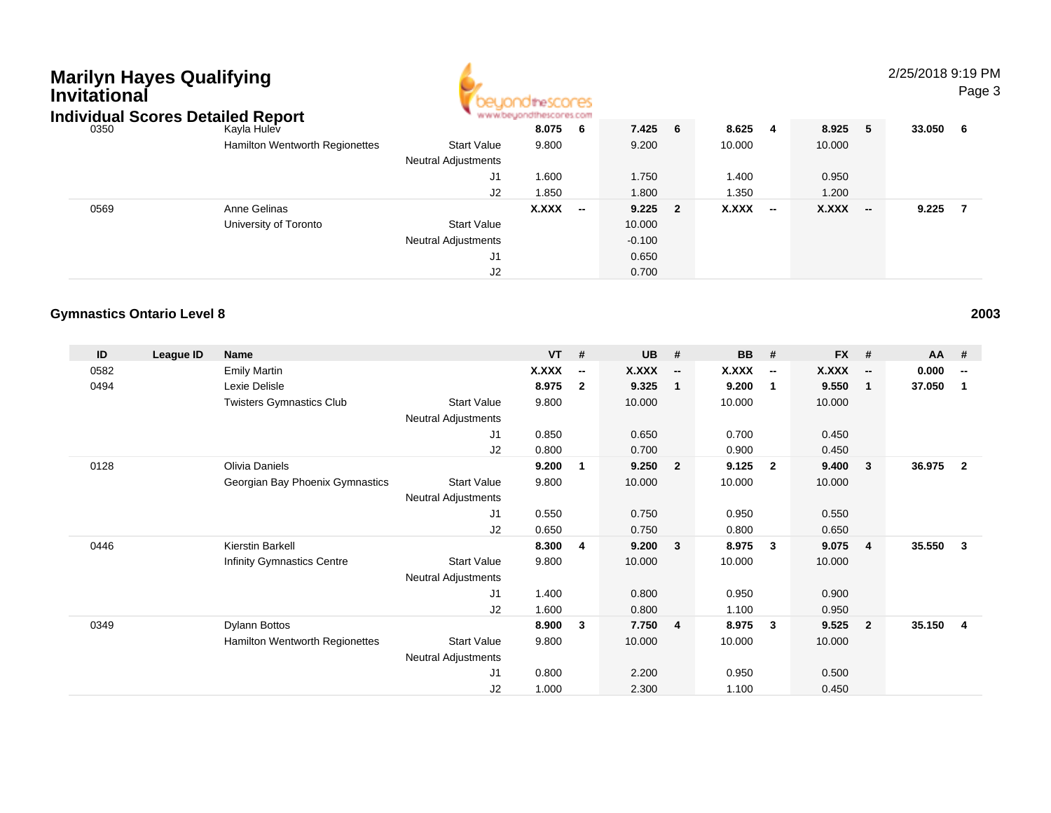# Marilyn Hayes Qualifying Invitational

## Individual Scores Detailed Report

| ID | League ID | Name | | VT | # | UB | # | BB | # | FX | # | AA | # |
|---|---|---|---|---|---|---|---|---|---|---|---|---|---|
| 0350 | | Kayla Hulev | | **8.075** | **6** | **7.425** | **6** | **8.625** | **4** | **8.925** | **5** | **33.050** | **6** |
| | | Hamilton Wentworth Regionettes | Start Value | 9.800 | | 9.200 | | 10.000 | | 10.000 | | | |
| | | | Neutral Adjustments | | | | | | | | | | |
| | | | J1 | 1.600 | | 1.750 | | 1.400 | | 0.950 | | | |
| | | | J2 | 1.850 | | 1.800 | | 1.350 | | 1.200 | | | |
| 0569 | | Anne Gelinas | | **X.XXX** | **--** | **9.225** | **2** | **X.XXX** | **--** | **X.XXX** | **--** | **9.225** | **7** |
| | | University of Toronto | Start Value | | | 10.000 | | | | | | | |
| | | | Neutral Adjustments | | | -0.100 | | | | | | | |
| | | | J1 | | | 0.650 | | | | | | | |
| | | | J2 | | | 0.700 | | | | | | | |

### Gymnastics Ontario Level 8 — 2003

| ID | League ID | Name | | VT | # | UB | # | BB | # | FX | # | AA | # |
|---|---|---|---|---|---|---|---|---|---|---|---|---|---|
| 0582 | | Emily Martin | | **X.XXX** | **--** | **X.XXX** | **--** | **X.XXX** | **--** | **X.XXX** | **--** | **0.000** | **--** |
| 0494 | | Lexie Delisle | | **8.975** | **2** | **9.325** | **1** | **9.200** | **1** | **9.550** | **1** | **37.050** | **1** |
| | | Twisters Gymnastics Club | Start Value | 9.800 | | 10.000 | | 10.000 | | 10.000 | | | |
| | | | Neutral Adjustments | | | | | | | | | | |
| | | | J1 | 0.850 | | 0.650 | | 0.700 | | 0.450 | | | |
| | | | J2 | 0.800 | | 0.700 | | 0.900 | | 0.450 | | | |
| 0128 | | Olivia Daniels | | **9.200** | **1** | **9.250** | **2** | **9.125** | **2** | **9.400** | **3** | **36.975** | **2** |
| | | Georgian Bay Phoenix Gymnastics | Start Value | 9.800 | | 10.000 | | 10.000 | | 10.000 | | | |
| | | | Neutral Adjustments | | | | | | | | | | |
| | | | J1 | 0.550 | | 0.750 | | 0.950 | | 0.550 | | | |
| | | | J2 | 0.650 | | 0.750 | | 0.800 | | 0.650 | | | |
| 0446 | | Kierstin Barkell | | **8.300** | **4** | **9.200** | **3** | **8.975** | **3** | **9.075** | **4** | **35.550** | **3** |
| | | Infinity Gymnastics Centre | Start Value | 9.800 | | 10.000 | | 10.000 | | 10.000 | | | |
| | | | Neutral Adjustments | | | | | | | | | | |
| | | | J1 | 1.400 | | 0.800 | | 0.950 | | 0.900 | | | |
| | | | J2 | 1.600 | | 0.800 | | 1.100 | | 0.950 | | | |
| 0349 | | Dylann Bottos | | **8.900** | **3** | **7.750** | **4** | **8.975** | **3** | **9.525** | **2** | **35.150** | **4** |
| | | Hamilton Wentworth Regionettes | Start Value | 9.800 | | 10.000 | | 10.000 | | 10.000 | | | |
| | | | Neutral Adjustments | | | | | | | | | | |
| | | | J1 | 0.800 | | 2.200 | | 0.950 | | 0.500 | | | |
| | | | J2 | 1.000 | | 2.300 | | 1.100 | | 0.450 | | | |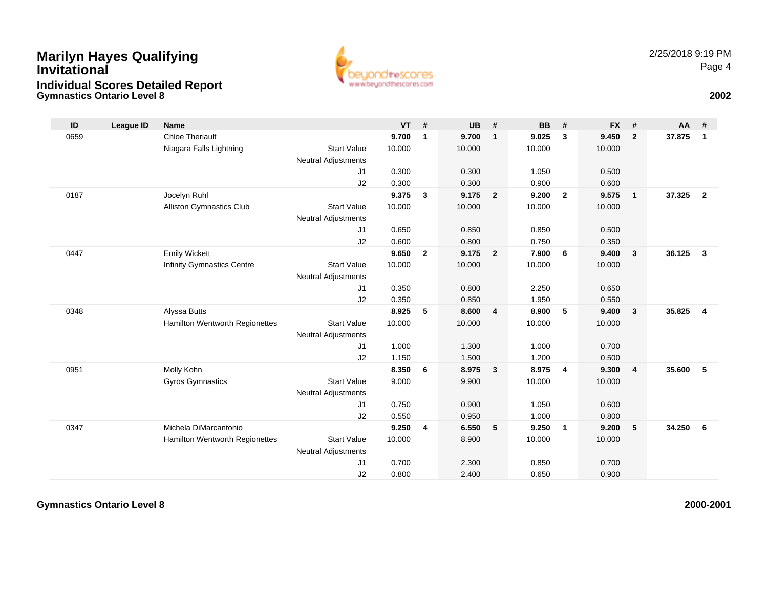# Marilyn Hayes Qualifying Invitational

## Individual Scores Detailed Report

### Gymnastics Ontario Level 8

2/25/2018 9:19 PM

**2002**

| ID | League ID | Name | | VT | # | UB | # | BB | # | FX | # | AA | # |
|---|---|---|---|---|---|---|---|---|---|---|---|---|---|
| 0659 | | Chloe Theriault | | **9.700** | **1** | **9.700** | **1** | **9.025** | **3** | **9.450** | **2** | **37.875** | **1** |
| | | Niagara Falls Lightning | Start Value | 10.000 | | 10.000 | | 10.000 | | 10.000 | | | |
| | | | Neutral Adjustments | | | | | | | | | | |
| | | | J1 | 0.300 | | 0.300 | | 1.050 | | 0.500 | | | |
| | | | J2 | 0.300 | | 0.300 | | 0.900 | | 0.600 | | | |
| 0187 | | Jocelyn Ruhl | | **9.375** | **3** | **9.175** | **2** | **9.200** | **2** | **9.575** | **1** | **37.325** | **2** |
| | | Alliston Gymnastics Club | Start Value | 10.000 | | 10.000 | | 10.000 | | 10.000 | | | |
| | | | Neutral Adjustments | | | | | | | | | | |
| | | | J1 | 0.650 | | 0.850 | | 0.850 | | 0.500 | | | |
| | | | J2 | 0.600 | | 0.800 | | 0.750 | | 0.350 | | | |
| 0447 | | Emily Wickett | | **9.650** | **2** | **9.175** | **2** | **7.900** | **6** | **9.400** | **3** | **36.125** | **3** |
| | | Infinity Gymnastics Centre | Start Value | 10.000 | | 10.000 | | 10.000 | | 10.000 | | | |
| | | | Neutral Adjustments | | | | | | | | | | |
| | | | J1 | 0.350 | | 0.800 | | 2.250 | | 0.650 | | | |
| | | | J2 | 0.350 | | 0.850 | | 1.950 | | 0.550 | | | |
| 0348 | | Alyssa Butts | | **8.925** | **5** | **8.600** | **4** | **8.900** | **5** | **9.400** | **3** | **35.825** | **4** |
| | | Hamilton Wentworth Regionettes | Start Value | 10.000 | | 10.000 | | 10.000 | | 10.000 | | | |
| | | | Neutral Adjustments | | | | | | | | | | |
| | | | J1 | 1.000 | | 1.300 | | 1.000 | | 0.700 | | | |
| | | | J2 | 1.150 | | 1.500 | | 1.200 | | 0.500 | | | |
| 0951 | | Molly Kohn | | **8.350** | **6** | **8.975** | **3** | **8.975** | **4** | **9.300** | **4** | **35.600** | **5** |
| | | Gyros Gymnastics | Start Value | 9.000 | | 9.900 | | 10.000 | | 10.000 | | | |
| | | | Neutral Adjustments | | | | | | | | | | |
| | | | J1 | 0.750 | | 0.900 | | 1.050 | | 0.600 | | | |
| | | | J2 | 0.550 | | 0.950 | | 1.000 | | 0.800 | | | |
| 0347 | | Michela DiMarcantonio | | **9.250** | **4** | **6.550** | **5** | **9.250** | **1** | **9.200** | **5** | **34.250** | **6** |
| | | Hamilton Wentworth Regionettes | Start Value | 10.000 | | 8.900 | | 10.000 | | 10.000 | | | |
| | | | Neutral Adjustments | | | | | | | | | | |
| | | | J1 | 0.700 | | 2.300 | | 0.850 | | 0.700 | | | |
| | | | J2 | 0.800 | | 2.400 | | 0.650 | | 0.900 | | | |

**Gymnastics Ontario Level 8** **2000-2001**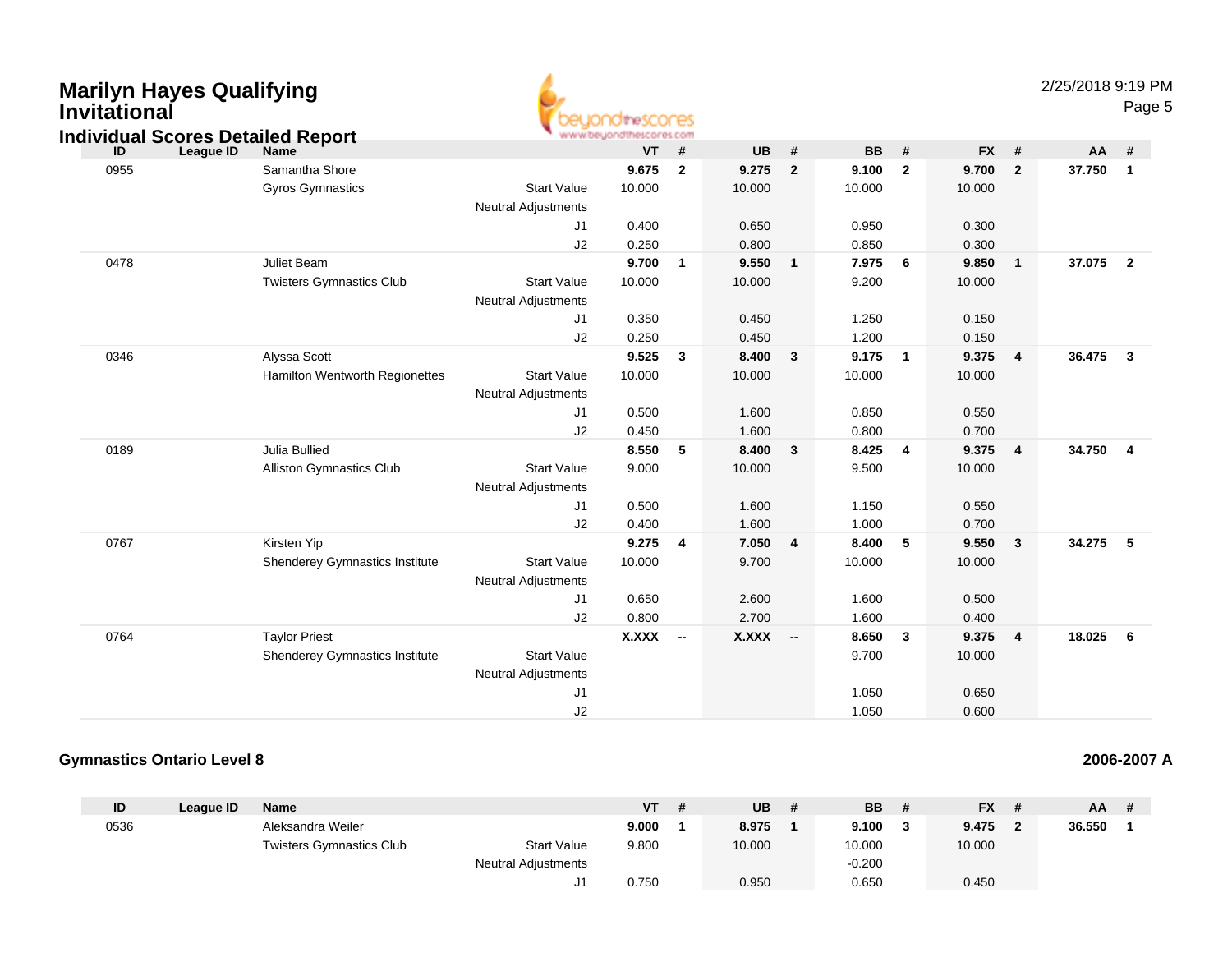# Marilyn Hayes Qualifying Invitational

## Individual Scores Detailed Report

2/25/2018 9:19 PM

| ID | League ID | Name | | VT | # | UB | # | BB | # | FX | # | AA | # |
|---|---|---|---|---|---|---|---|---|---|---|---|---|---|
| 0955 | | Samantha Shore | | **9.675** | **2** | **9.275** | **2** | **9.100** | **2** | **9.700** | **2** | **37.750** | **1** |
| | | Gyros Gymnastics | Start Value | 10.000 | | 10.000 | | 10.000 | | 10.000 | | | |
| | | | Neutral Adjustments | | | | | | | | | | |
| | | | J1 | 0.400 | | 0.650 | | 0.950 | | 0.300 | | | |
| | | | J2 | 0.250 | | 0.800 | | 0.850 | | 0.300 | | | |
| 0478 | | Juliet Beam | | **9.700** | **1** | **9.550** | **1** | **7.975** | **6** | **9.850** | **1** | **37.075** | **2** |
| | | Twisters Gymnastics Club | Start Value | 10.000 | | 10.000 | | 9.200 | | 10.000 | | | |
| | | | Neutral Adjustments | | | | | | | | | | |
| | | | J1 | 0.350 | | 0.450 | | 1.250 | | 0.150 | | | |
| | | | J2 | 0.250 | | 0.450 | | 1.200 | | 0.150 | | | |
| 0346 | | Alyssa Scott | | **9.525** | **3** | **8.400** | **3** | **9.175** | **1** | **9.375** | **4** | **36.475** | **3** |
| | | Hamilton Wentworth Regionettes | Start Value | 10.000 | | 10.000 | | 10.000 | | 10.000 | | | |
| | | | Neutral Adjustments | | | | | | | | | | |
| | | | J1 | 0.500 | | 1.600 | | 0.850 | | 0.550 | | | |
| | | | J2 | 0.450 | | 1.600 | | 0.800 | | 0.700 | | | |
| 0189 | | Julia Bullied | | **8.550** | **5** | **8.400** | **3** | **8.425** | **4** | **9.375** | **4** | **34.750** | **4** |
| | | Alliston Gymnastics Club | Start Value | 9.000 | | 10.000 | | 9.500 | | 10.000 | | | |
| | | | Neutral Adjustments | | | | | | | | | | |
| | | | J1 | 0.500 | | 1.600 | | 1.150 | | 0.550 | | | |
| | | | J2 | 0.400 | | 1.600 | | 1.000 | | 0.700 | | | |
| 0767 | | Kirsten Yip | | **9.275** | **4** | **7.050** | **4** | **8.400** | **5** | **9.550** | **3** | **34.275** | **5** |
| | | Shenderey Gymnastics Institute | Start Value | 10.000 | | 9.700 | | 10.000 | | 10.000 | | | |
| | | | Neutral Adjustments | | | | | | | | | | |
| | | | J1 | 0.650 | | 2.600 | | 1.600 | | 0.500 | | | |
| | | | J2 | 0.800 | | 2.700 | | 1.600 | | 0.400 | | | |
| 0764 | | Taylor Priest | | **X.XXX** | **--** | **X.XXX** | **--** | **8.650** | **3** | **9.375** | **4** | **18.025** | **6** |
| | | Shenderey Gymnastics Institute | Start Value | | | | | 9.700 | | 10.000 | | | |
| | | | Neutral Adjustments | | | | | | | | | | |
| | | | J1 | | | | | 1.050 | | 0.650 | | | |
| | | | J2 | | | | | 1.050 | | 0.600 | | | |

### Gymnastics Ontario Level 8

**2006-2007 A**

| ID | League ID | Name | | VT | # | UB | # | BB | # | FX | # | AA | # |
|---|---|---|---|---|---|---|---|---|---|---|---|---|---|
| 0536 | | Aleksandra Weiler | | **9.000** | **1** | **8.975** | **1** | **9.100** | **3** | **9.475** | **2** | **36.550** | **1** |
| | | Twisters Gymnastics Club | Start Value | 9.800 | | 10.000 | | 10.000 | | 10.000 | | | |
| | | | Neutral Adjustments | | | | | -0.200 | | | | | |
| | | | J1 | 0.750 | | 0.950 | | 0.650 | | 0.450 | | | |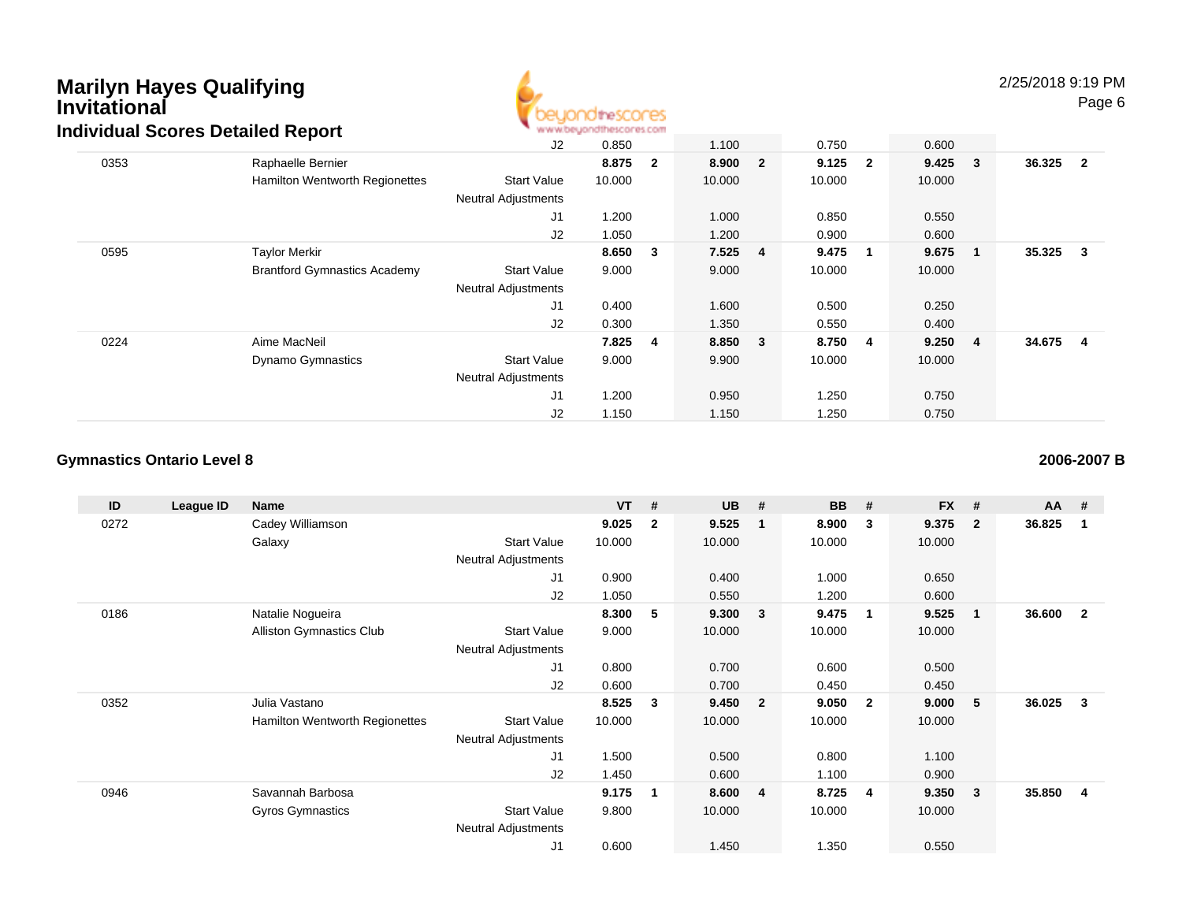# Marilyn Hayes Qualifying Invitational

## Individual Scores Detailed Report

| ID | League ID | Name | | VT | # | UB | # | BB | # | FX | # | AA | # |
|---|---|---|---|---|---|---|---|---|---|---|---|---|---|
| | | | J2 | 0.850 | | 1.100 | | 0.750 | | 0.600 | | | |
| 0353 | | Raphaelle Bernier | | **8.875** | **2** | **8.900** | **2** | **9.125** | **2** | **9.425** | **3** | **36.325** | **2** |
| | | Hamilton Wentworth Regionettes | Start Value | 10.000 | | 10.000 | | 10.000 | | 10.000 | | | |
| | | | Neutral Adjustments | | | | | | | | | | |
| | | | J1 | 1.200 | | 1.000 | | 0.850 | | 0.550 | | | |
| | | | J2 | 1.050 | | 1.200 | | 0.900 | | 0.600 | | | |
| 0595 | | Taylor Merkir | | **8.650** | **3** | **7.525** | **4** | **9.475** | **1** | **9.675** | **1** | **35.325** | **3** |
| | | Brantford Gymnastics Academy | Start Value | 9.000 | | 9.000 | | 10.000 | | 10.000 | | | |
| | | | Neutral Adjustments | | | | | | | | | | |
| | | | J1 | 0.400 | | 1.600 | | 0.500 | | 0.250 | | | |
| | | | J2 | 0.300 | | 1.350 | | 0.550 | | 0.400 | | | |
| 0224 | | Aime MacNeil | | **7.825** | **4** | **8.850** | **3** | **8.750** | **4** | **9.250** | **4** | **34.675** | **4** |
| | | Dynamo Gymnastics | Start Value | 9.000 | | 9.900 | | 10.000 | | 10.000 | | | |
| | | | Neutral Adjustments | | | | | | | | | | |
| | | | J1 | 1.200 | | 0.950 | | 1.250 | | 0.750 | | | |
| | | | J2 | 1.150 | | 1.150 | | 1.250 | | 0.750 | | | |

### Gymnastics Ontario Level 8

**2006-2007 B**

| ID | League ID | Name | | VT | # | UB | # | BB | # | FX | # | AA | # |
|---|---|---|---|---|---|---|---|---|---|---|---|---|---|
| 0272 | | Cadey Williamson | | **9.025** | **2** | **9.525** | **1** | **8.900** | **3** | **9.375** | **2** | **36.825** | **1** |
| | | Galaxy | Start Value | 10.000 | | 10.000 | | 10.000 | | 10.000 | | | |
| | | | Neutral Adjustments | | | | | | | | | | |
| | | | J1 | 0.900 | | 0.400 | | 1.000 | | 0.650 | | | |
| | | | J2 | 1.050 | | 0.550 | | 1.200 | | 0.600 | | | |
| 0186 | | Natalie Nogueira | | **8.300** | **5** | **9.300** | **3** | **9.475** | **1** | **9.525** | **1** | **36.600** | **2** |
| | | Alliston Gymnastics Club | Start Value | 9.000 | | 10.000 | | 10.000 | | 10.000 | | | |
| | | | Neutral Adjustments | | | | | | | | | | |
| | | | J1 | 0.800 | | 0.700 | | 0.600 | | 0.500 | | | |
| | | | J2 | 0.600 | | 0.700 | | 0.450 | | 0.450 | | | |
| 0352 | | Julia Vastano | | **8.525** | **3** | **9.450** | **2** | **9.050** | **2** | **9.000** | **5** | **36.025** | **3** |
| | | Hamilton Wentworth Regionettes | Start Value | 10.000 | | 10.000 | | 10.000 | | 10.000 | | | |
| | | | Neutral Adjustments | | | | | | | | | | |
| | | | J1 | 1.500 | | 0.500 | | 0.800 | | 1.100 | | | |
| | | | J2 | 1.450 | | 0.600 | | 1.100 | | 0.900 | | | |
| 0946 | | Savannah Barbosa | | **9.175** | **1** | **8.600** | **4** | **8.725** | **4** | **9.350** | **3** | **35.850** | **4** |
| | | Gyros Gymnastics | Start Value | 9.800 | | 10.000 | | 10.000 | | 10.000 | | | |
| | | | Neutral Adjustments | | | | | | | | | | |
| | | | J1 | 0.600 | | 1.450 | | 1.350 | | 0.550 | | | |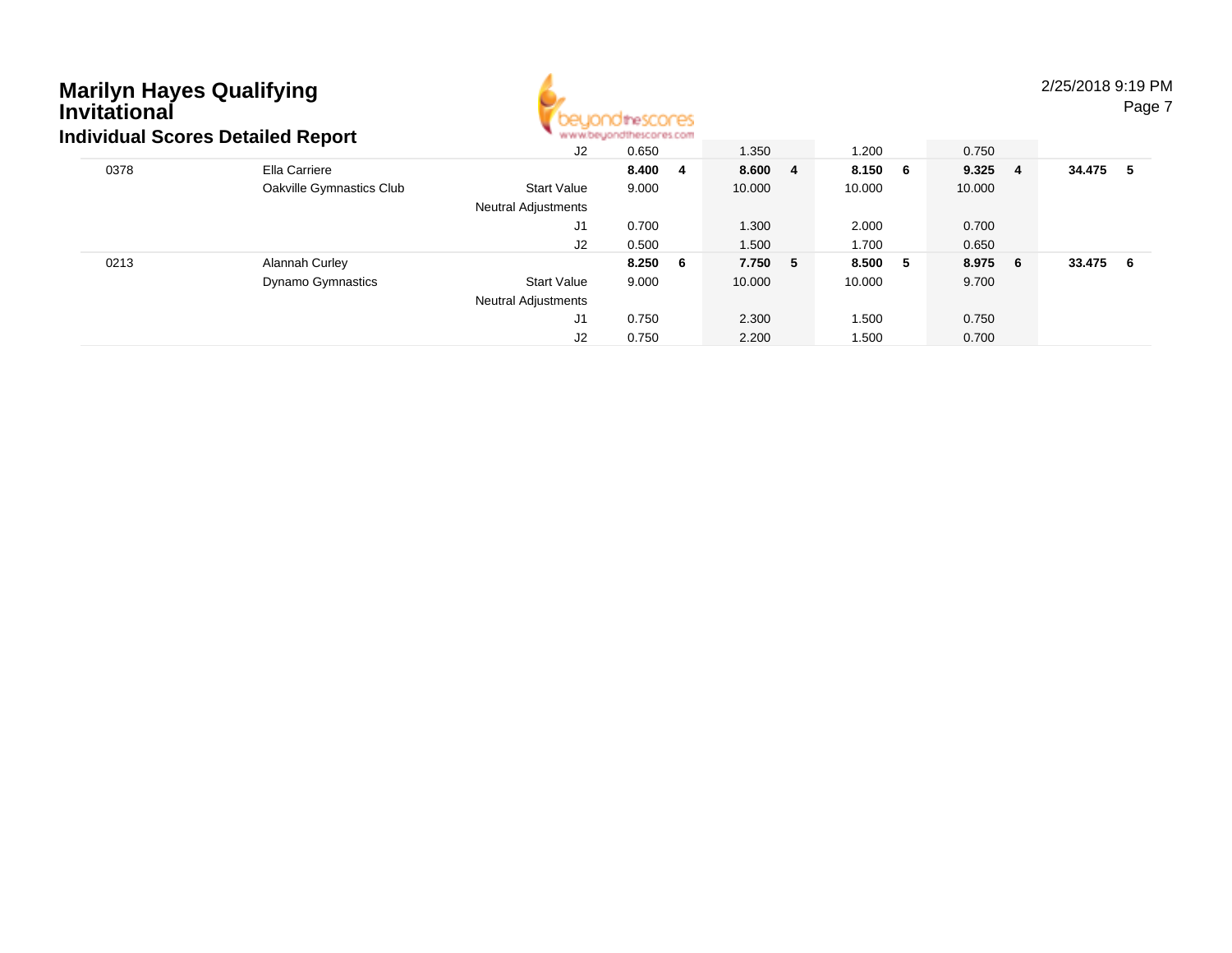# Marilyn Hayes Qualifying Invitational

## Individual Scores Detailed Report

2/25/2018 9:19 PM

| | | | | | | | | | | | | |
|---|---|---|---|---|---|---|---|---|---|---|---|---|
| | | J2 | 0.650 | | 1.350 | | 1.200 | | 0.750 | | | |
| 0378 | Ella Carriere | | **8.400** | **4** | **8.600** | **4** | **8.150** | **6** | **9.325** | **4** | **34.475** | **5** |
| | Oakville Gymnastics Club | Start Value | 9.000 | | 10.000 | | 10.000 | | 10.000 | | | |
| | | Neutral Adjustments | | | | | | | | | | |
| | | J1 | 0.700 | | 1.300 | | 2.000 | | 0.700 | | | |
| | | J2 | 0.500 | | 1.500 | | 1.700 | | 0.650 | | | |
| 0213 | Alannah Curley | | **8.250** | **6** | **7.750** | **5** | **8.500** | **5** | **8.975** | **6** | **33.475** | **6** |
| | Dynamo Gymnastics | Start Value | 9.000 | | 10.000 | | 10.000 | | 9.700 | | | |
| | | Neutral Adjustments | | | | | | | | | | |
| | | J1 | 0.750 | | 2.300 | | 1.500 | | 0.750 | | | |
| | | J2 | 0.750 | | 2.200 | | 1.500 | | 0.700 | | | |